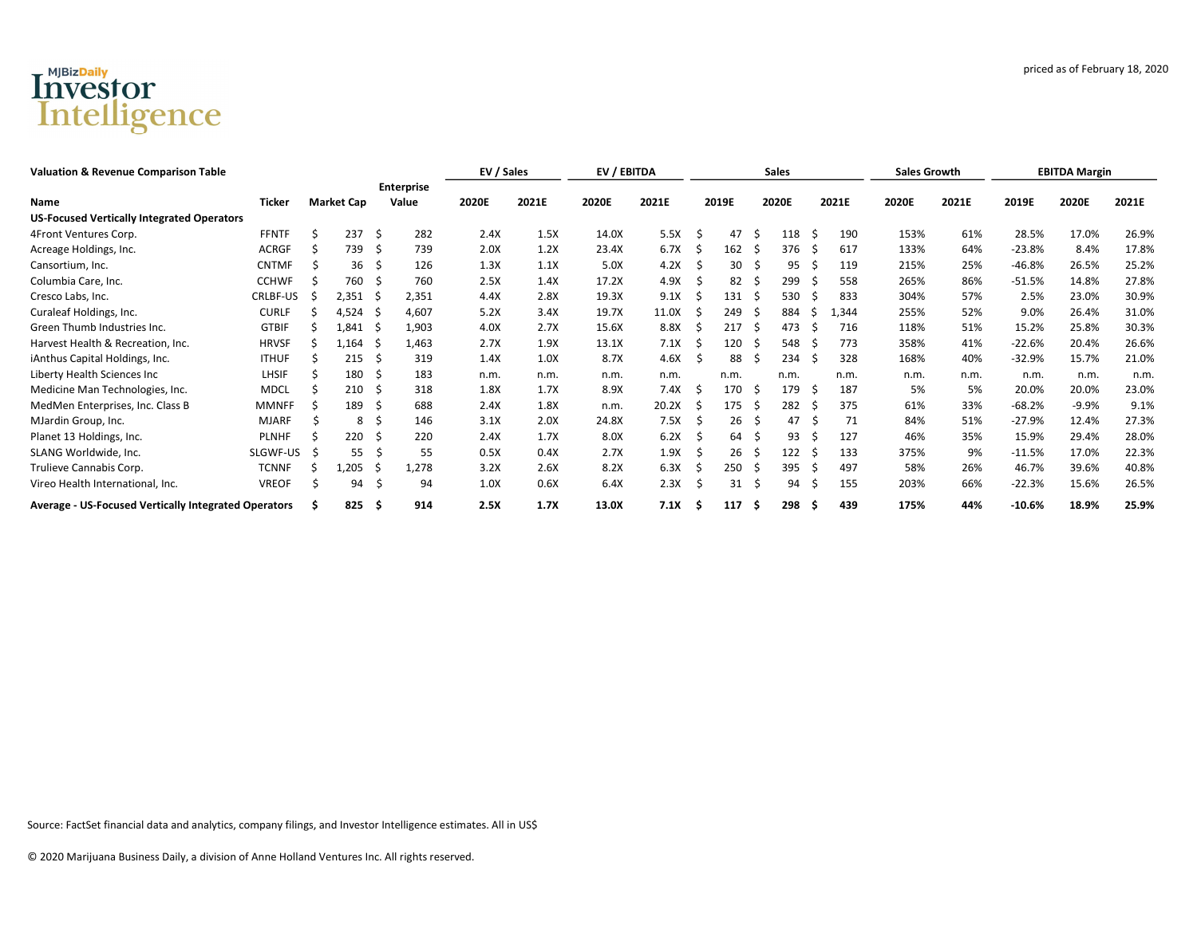MJBizDaily Investor Intelligence

priced as of February 18, 2020

**Valuation & Revenue Comparison Table**

| Name | Ticker | Market Cap | Enterprise Value | EV / Sales | | EV / EBITDA | | Sales | | | Sales Growth | | EBITDA Margin | | |
|---|---|---|---|---|---|---|---|---|---|---|---|---|---|---|---|
| | | | | 2020E | 2021E | 2020E | 2021E | 2019E | 2020E | 2021E | 2020E | 2021E | 2019E | 2020E | 2021E |
| **US-Focused Vertically Integrated Operators** | | | | | | | | | | | | | | | |
| 4Front Ventures Corp. | FFNTF | $ 237 | $ 282 | 2.4X | 1.5X | 14.0X | 5.5X | $ 47 | $ 118 | $ 190 | 153% | 61% | 28.5% | 17.0% | 26.9% |
| Acreage Holdings, Inc. | ACRGF | $ 739 | $ 739 | 2.0X | 1.2X | 23.4X | 6.7X | $ 162 | $ 376 | $ 617 | 133% | 64% | -23.8% | 8.4% | 17.8% |
| Cansortium, Inc. | CNTMF | $ 36 | $ 126 | 1.3X | 1.1X | 5.0X | 4.2X | $ 30 | $ 95 | $ 119 | 215% | 25% | -46.8% | 26.5% | 25.2% |
| Columbia Care, Inc. | CCHWF | $ 760 | $ 760 | 2.5X | 1.4X | 17.2X | 4.9X | $ 82 | $ 299 | $ 558 | 265% | 86% | -51.5% | 14.8% | 27.8% |
| Cresco Labs, Inc. | CRLBF-US | $ 2,351 | $ 2,351 | 4.4X | 2.8X | 19.3X | 9.1X | $ 131 | $ 530 | $ 833 | 304% | 57% | 2.5% | 23.0% | 30.9% |
| Curaleaf Holdings, Inc. | CURLF | $ 4,524 | $ 4,607 | 5.2X | 3.4X | 19.7X | 11.0X | $ 249 | $ 884 | $ 1,344 | 255% | 52% | 9.0% | 26.4% | 31.0% |
| Green Thumb Industries Inc. | GTBIF | $ 1,841 | $ 1,903 | 4.0X | 2.7X | 15.6X | 8.8X | $ 217 | $ 473 | $ 716 | 118% | 51% | 15.2% | 25.8% | 30.3% |
| Harvest Health & Recreation, Inc. | HRVSF | $ 1,164 | $ 1,463 | 2.7X | 1.9X | 13.1X | 7.1X | $ 120 | $ 548 | $ 773 | 358% | 41% | -22.6% | 20.4% | 26.6% |
| iAnthus Capital Holdings, Inc. | ITHUF | $ 215 | $ 319 | 1.4X | 1.0X | 8.7X | 4.6X | $ 88 | $ 234 | $ 328 | 168% | 40% | -32.9% | 15.7% | 21.0% |
| Liberty Health Sciences Inc | LHSIF | $ 180 | $ 183 | n.m. | n.m. | n.m. | n.m. | n.m. | n.m. | n.m. | n.m. | n.m. | n.m. | n.m. | n.m. |
| Medicine Man Technologies, Inc. | MDCL | $ 210 | $ 318 | 1.8X | 1.7X | 8.9X | 7.4X | $ 170 | $ 179 | $ 187 | 5% | 5% | 20.0% | 20.0% | 23.0% |
| MedMen Enterprises, Inc. Class B | MMNFF | $ 189 | $ 688 | 2.4X | 1.8X | n.m. | 20.2X | $ 175 | $ 282 | $ 375 | 61% | 33% | -68.2% | -9.9% | 9.1% |
| MJardin Group, Inc. | MJARF | $ 8 | $ 146 | 3.1X | 2.0X | 24.8X | 7.5X | $ 26 | $ 47 | $ 71 | 84% | 51% | -27.9% | 12.4% | 27.3% |
| Planet 13 Holdings, Inc. | PLNHF | $ 220 | $ 220 | 2.4X | 1.7X | 8.0X | 6.2X | $ 64 | $ 93 | $ 127 | 46% | 35% | 15.9% | 29.4% | 28.0% |
| SLANG Worldwide, Inc. | SLGWF-US | $ 55 | $ 55 | 0.5X | 0.4X | 2.7X | 1.9X | $ 26 | $ 122 | $ 133 | 375% | 9% | -11.5% | 17.0% | 22.3% |
| Trulieve Cannabis Corp. | TCNNF | $ 1,205 | $ 1,278 | 3.2X | 2.6X | 8.2X | 6.3X | $ 250 | $ 395 | $ 497 | 58% | 26% | 46.7% | 39.6% | 40.8% |
| Vireo Health International, Inc. | VREOF | $ 94 | $ 94 | 1.0X | 0.6X | 6.4X | 2.3X | $ 31 | $ 94 | $ 155 | 203% | 66% | -22.3% | 15.6% | 26.5% |
| **Average - US-Focused Vertically Integrated Operators** | | **$ 825** | **$ 914** | **2.5X** | **1.7X** | **13.0X** | **7.1X** | **$ 117** | **$ 298** | **$ 439** | **175%** | **44%** | **-10.6%** | **18.9%** | **25.9%** |

Source: FactSet financial data and analytics, company filings, and Investor Intelligence estimates. All in US$

© 2020 Marijuana Business Daily, a division of Anne Holland Ventures Inc. All rights reserved.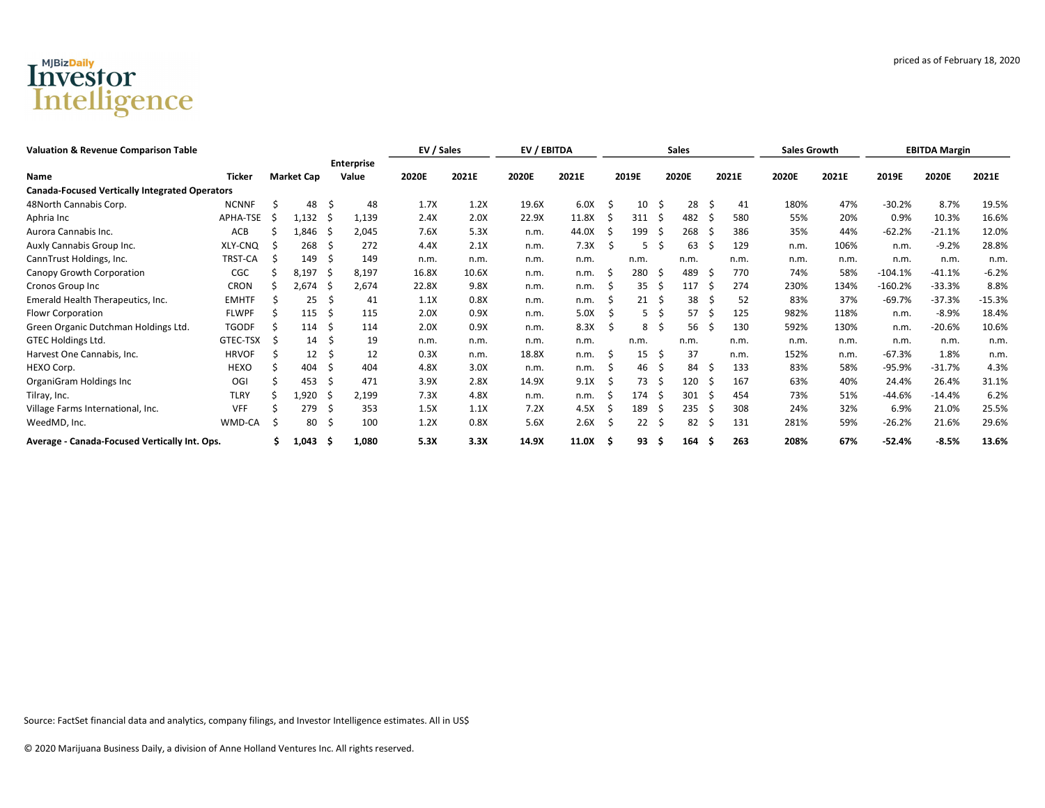MJBizDaily Investor Intelligence

priced as of February 18, 2020

**Valuation & Revenue Comparison Table**

| Name | Ticker | Market Cap | Enterprise Value | EV / Sales | | EV / EBITDA | | Sales | | | Sales Growth | | EBITDA Margin | | |
|---|---|---|---|---|---|---|---|---|---|---|---|---|---|---|---|
| | | | | 2020E | 2021E | 2020E | 2021E | 2019E | 2020E | 2021E | 2020E | 2021E | 2019E | 2020E | 2021E |
| **Canada-Focused Vertically Integrated Operators** | | | | | | | | | | | | | | | |
| 48North Cannabis Corp. | NCNNF | $ 48 | $ 48 | 1.7X | 1.2X | 19.6X | 6.0X | $ 10 | $ 28 | $ 41 | 180% | 47% | -30.2% | 8.7% | 19.5% |
| Aphria Inc | APHA-TSE | $ 1,132 | $ 1,139 | 2.4X | 2.0X | 22.9X | 11.8X | $ 311 | $ 482 | $ 580 | 55% | 20% | 0.9% | 10.3% | 16.6% |
| Aurora Cannabis Inc. | ACB | $ 1,846 | $ 2,045 | 7.6X | 5.3X | n.m. | 44.0X | $ 199 | $ 268 | $ 386 | 35% | 44% | -62.2% | -21.1% | 12.0% |
| Auxly Cannabis Group Inc. | XLY-CNQ | $ 268 | $ 272 | 4.4X | 2.1X | n.m. | 7.3X | $ 5 | $ 63 | $ 129 | n.m. | 106% | n.m. | -9.2% | 28.8% |
| CannTrust Holdings, Inc. | TRST-CA | $ 149 | $ 149 | n.m. | n.m. | n.m. | n.m. | n.m. | n.m. | n.m. | n.m. | n.m. | n.m. | n.m. | n.m. |
| Canopy Growth Corporation | CGC | $ 8,197 | $ 8,197 | 16.8X | 10.6X | n.m. | n.m. | $ 280 | $ 489 | $ 770 | 74% | 58% | -104.1% | -41.1% | -6.2% |
| Cronos Group Inc | CRON | $ 2,674 | $ 2,674 | 22.8X | 9.8X | n.m. | n.m. | $ 35 | $ 117 | $ 274 | 230% | 134% | -160.2% | -33.3% | 8.8% |
| Emerald Health Therapeutics, Inc. | EMHTF | $ 25 | $ 41 | 1.1X | 0.8X | n.m. | n.m. | $ 21 | $ 38 | $ 52 | 83% | 37% | -69.7% | -37.3% | -15.3% |
| Flowr Corporation | FLWPF | $ 115 | $ 115 | 2.0X | 0.9X | n.m. | 5.0X | $ 5 | $ 57 | $ 125 | 982% | 118% | n.m. | -8.9% | 18.4% |
| Green Organic Dutchman Holdings Ltd. | TGODF | $ 114 | $ 114 | 2.0X | 0.9X | n.m. | 8.3X | $ 8 | $ 56 | $ 130 | 592% | 130% | n.m. | -20.6% | 10.6% |
| GTEC Holdings Ltd. | GTEC-TSX | $ 14 | $ 19 | n.m. | n.m. | n.m. | n.m. | n.m. | n.m. | n.m. | n.m. | n.m. | n.m. | n.m. | n.m. |
| Harvest One Cannabis, Inc. | HRVOF | $ 12 | $ 12 | 0.3X | n.m. | 18.8X | n.m. | $ 15 | $ 37 | n.m. | 152% | n.m. | -67.3% | 1.8% | n.m. |
| HEXO Corp. | HEXO | $ 404 | $ 404 | 4.8X | 3.0X | n.m. | n.m. | $ 46 | $ 84 | $ 133 | 83% | 58% | -95.9% | -31.7% | 4.3% |
| OrganiGram Holdings Inc | OGI | $ 453 | $ 471 | 3.9X | 2.8X | 14.9X | 9.1X | $ 73 | $ 120 | $ 167 | 63% | 40% | 24.4% | 26.4% | 31.1% |
| Tilray, Inc. | TLRY | $ 1,920 | $ 2,199 | 7.3X | 4.8X | n.m. | n.m. | $ 174 | $ 301 | $ 454 | 73% | 51% | -44.6% | -14.4% | 6.2% |
| Village Farms International, Inc. | VFF | $ 279 | $ 353 | 1.5X | 1.1X | 7.2X | 4.5X | $ 189 | $ 235 | $ 308 | 24% | 32% | 6.9% | 21.0% | 25.5% |
| WeedMD, Inc. | WMD-CA | $ 80 | $ 100 | 1.2X | 0.8X | 5.6X | 2.6X | $ 22 | $ 82 | $ 131 | 281% | 59% | -26.2% | 21.6% | 29.6% |
| **Average - Canada-Focused Vertically Int. Ops.** | | **$ 1,043** | **$ 1,080** | **5.3X** | **3.3X** | **14.9X** | **11.0X** | **$ 93** | **$ 164** | **$ 263** | **208%** | **67%** | **-52.4%** | **-8.5%** | **13.6%** |

Source: FactSet financial data and analytics, company filings, and Investor Intelligence estimates. All in US$

© 2020 Marijuana Business Daily, a division of Anne Holland Ventures Inc. All rights reserved.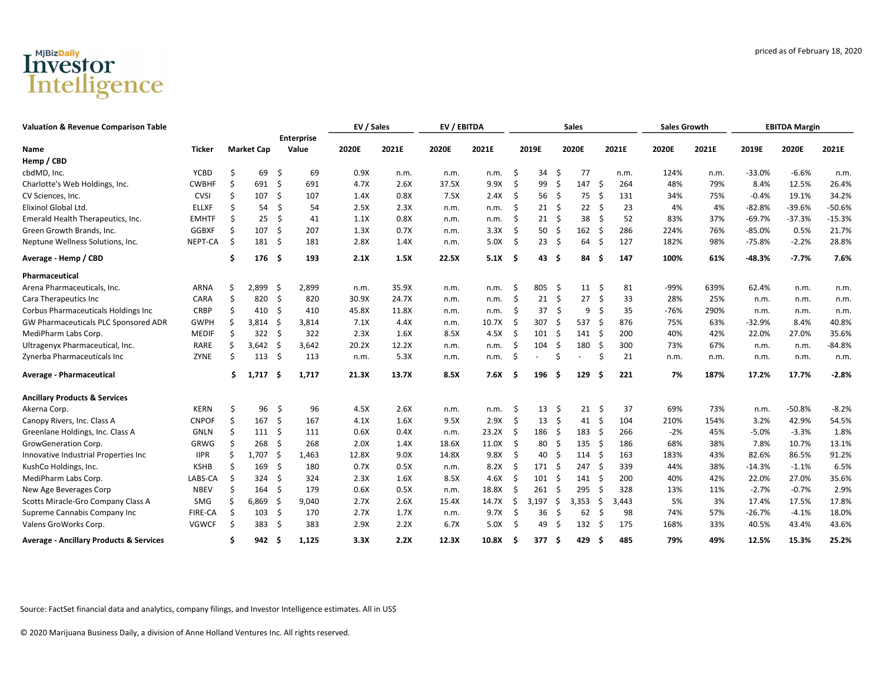MJBizDaily Investor Intelligence

priced as of February 18, 2020

| Valuation & Revenue Comparison Table | | | | EV / Sales | | EV / EBITDA | | Sales | | | Sales Growth | | EBITDA Margin | | |
|---|---|---|---|---|---|---|---|---|---|---|---|---|---|---|---|
| Name | Ticker | Market Cap | Enterprise Value | 2020E | 2021E | 2020E | 2021E | 2019E | 2020E | 2021E | 2020E | 2021E | 2019E | 2020E | 2021E |
| **Hemp / CBD** | | | | | | | | | | | | | | | |
| cbdMD, Inc. | YCBD | $ 69 | $ 69 | 0.9X | n.m. | n.m. | n.m. | $ 34 | $ 77 | n.m. | 124% | n.m. | -33.0% | -6.6% | n.m. |
| Charlotte's Web Holdings, Inc. | CWBHF | $ 691 | $ 691 | 4.7X | 2.6X | 37.5X | 9.9X | $ 99 | $ 147 | $ 264 | 48% | 79% | 8.4% | 12.5% | 26.4% |
| CV Sciences, Inc. | CVSI | $ 107 | $ 107 | 1.4X | 0.8X | 7.5X | 2.4X | $ 56 | $ 75 | $ 131 | 34% | 75% | -0.4% | 19.1% | 34.2% |
| Elixinol Global Ltd. | ELLXF | $ 54 | $ 54 | 2.5X | 2.3X | n.m. | n.m. | $ 21 | $ 22 | $ 23 | 4% | 4% | -82.8% | -39.6% | -50.6% |
| Emerald Health Therapeutics, Inc. | EMHTF | $ 25 | $ 41 | 1.1X | 0.8X | n.m. | n.m. | $ 21 | $ 38 | $ 52 | 83% | 37% | -69.7% | -37.3% | -15.3% |
| Green Growth Brands, Inc. | GGBXF | $ 107 | $ 207 | 1.3X | 0.7X | n.m. | 3.3X | $ 50 | $ 162 | $ 286 | 224% | 76% | -85.0% | 0.5% | 21.7% |
| Neptune Wellness Solutions, Inc. | NEPT-CA | $ 181 | $ 181 | 2.8X | 1.4X | n.m. | 5.0X | $ 23 | $ 64 | $ 127 | 182% | 98% | -75.8% | -2.2% | 28.8% |
| **Average - Hemp / CBD** | | **$ 176** | **$ 193** | **2.1X** | **1.5X** | **22.5X** | **5.1X** | **$ 43** | **$ 84** | **$ 147** | **100%** | **61%** | **-48.3%** | **-7.7%** | **7.6%** |
| **Pharmaceutical** | | | | | | | | | | | | | | | |
| Arena Pharmaceuticals, Inc. | ARNA | $ 2,899 | $ 2,899 | n.m. | 35.9X | n.m. | n.m. | $ 805 | $ 11 | $ 81 | -99% | 639% | 62.4% | n.m. | n.m. |
| Cara Therapeutics Inc | CARA | $ 820 | $ 820 | 30.9X | 24.7X | n.m. | n.m. | $ 21 | $ 27 | $ 33 | 28% | 25% | n.m. | n.m. | n.m. |
| Corbus Pharmaceuticals Holdings Inc | CRBP | $ 410 | $ 410 | 45.8X | 11.8X | n.m. | n.m. | $ 37 | $ 9 | $ 35 | -76% | 290% | n.m. | n.m. | n.m. |
| GW Pharmaceuticals PLC Sponsored ADR | GWPH | $ 3,814 | $ 3,814 | 7.1X | 4.4X | n.m. | 10.7X | $ 307 | $ 537 | $ 876 | 75% | 63% | -32.9% | 8.4% | 40.8% |
| MediPharm Labs Corp. | MEDIF | $ 322 | $ 322 | 2.3X | 1.6X | 8.5X | 4.5X | $ 101 | $ 141 | $ 200 | 40% | 42% | 22.0% | 27.0% | 35.6% |
| Ultragenyx Pharmaceutical, Inc. | RARE | $ 3,642 | $ 3,642 | 20.2X | 12.2X | n.m. | n.m. | $ 104 | $ 180 | $ 300 | 73% | 67% | n.m. | n.m. | -84.8% |
| Zynerba Pharmaceuticals Inc | ZYNE | $ 113 | $ 113 | n.m. | 5.3X | n.m. | n.m. | $ - | $ - | $ 21 | n.m. | n.m. | n.m. | n.m. | n.m. |
| **Average - Pharmaceutical** | | **$ 1,717** | **$ 1,717** | **21.3X** | **13.7X** | **8.5X** | **7.6X** | **$ 196** | **$ 129** | **$ 221** | **7%** | **187%** | **17.2%** | **17.7%** | **-2.8%** |
| **Ancillary Products & Services** | | | | | | | | | | | | | | | |
| Akerna Corp. | KERN | $ 96 | $ 96 | 4.5X | 2.6X | n.m. | n.m. | $ 13 | $ 21 | $ 37 | 69% | 73% | n.m. | -50.8% | -8.2% |
| Canopy Rivers, Inc. Class A | CNPOF | $ 167 | $ 167 | 4.1X | 1.6X | 9.5X | 2.9X | $ 13 | $ 41 | $ 104 | 210% | 154% | 3.2% | 42.9% | 54.5% |
| Greenlane Holdings, Inc. Class A | GNLN | $ 111 | $ 111 | 0.6X | 0.4X | n.m. | 23.2X | $ 186 | $ 183 | $ 266 | -2% | 45% | -5.0% | -3.3% | 1.8% |
| GrowGeneration Corp. | GRWG | $ 268 | $ 268 | 2.0X | 1.4X | 18.6X | 11.0X | $ 80 | $ 135 | $ 186 | 68% | 38% | 7.8% | 10.7% | 13.1% |
| Innovative Industrial Properties Inc | IIPR | $ 1,707 | $ 1,463 | 12.8X | 9.0X | 14.8X | 9.8X | $ 40 | $ 114 | $ 163 | 183% | 43% | 82.6% | 86.5% | 91.2% |
| KushCo Holdings, Inc. | KSHB | $ 169 | $ 180 | 0.7X | 0.5X | n.m. | 8.2X | $ 171 | $ 247 | $ 339 | 44% | 38% | -14.3% | -1.1% | 6.5% |
| MediPharm Labs Corp. | LABS-CA | $ 324 | $ 324 | 2.3X | 1.6X | 8.5X | 4.6X | $ 101 | $ 141 | $ 200 | 40% | 42% | 22.0% | 27.0% | 35.6% |
| New Age Beverages Corp | NBEV | $ 164 | $ 179 | 0.6X | 0.5X | n.m. | 18.8X | $ 261 | $ 295 | $ 328 | 13% | 11% | -2.7% | -0.7% | 2.9% |
| Scotts Miracle-Gro Company Class A | SMG | $ 6,869 | $ 9,040 | 2.7X | 2.6X | 15.4X | 14.7X | $ 3,197 | $ 3,353 | $ 3,443 | 5% | 3% | 17.4% | 17.5% | 17.8% |
| Supreme Cannabis Company Inc | FIRE-CA | $ 103 | $ 170 | 2.7X | 1.7X | n.m. | 9.7X | $ 36 | $ 62 | $ 98 | 74% | 57% | -26.7% | -4.1% | 18.0% |
| Valens GroWorks Corp. | VGWCF | $ 383 | $ 383 | 2.9X | 2.2X | 6.7X | 5.0X | $ 49 | $ 132 | $ 175 | 168% | 33% | 40.5% | 43.4% | 43.6% |
| **Average - Ancillary Products & Services** | | **$ 942** | **$ 1,125** | **3.3X** | **2.2X** | **12.3X** | **10.8X** | **$ 377** | **$ 429** | **$ 485** | **79%** | **49%** | **12.5%** | **15.3%** | **25.2%** |

Source: FactSet financial data and analytics, company filings, and Investor Intelligence estimates. All in US$

© 2020 Marijuana Business Daily, a division of Anne Holland Ventures Inc. All rights reserved.